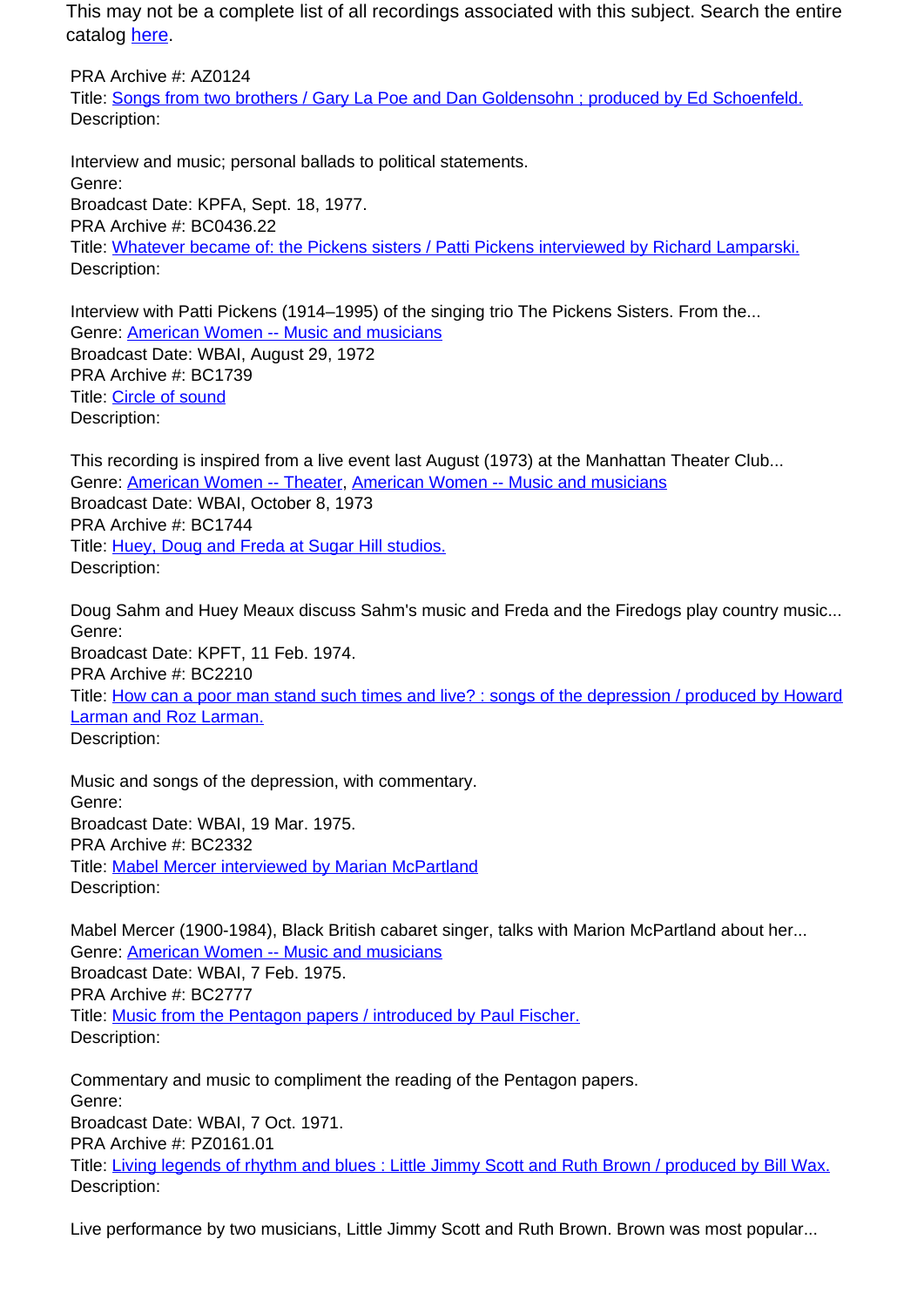This may not be a complete list of all recordings associated with this subject. Search the entire catalog here.

PRA Archive #: AZ0124
Title: Songs from two brothers / Gary La Poe and Dan Goldensohn ; produced by Ed Schoenfeld.
Description:

Interview and music; personal ballads to political statements.
Genre:
Broadcast Date: KPFA, Sept. 18, 1977.
PRA Archive #: BC0436.22
Title: Whatever became of: the Pickens sisters / Patti Pickens interviewed by Richard Lamparski.
Description:

Interview with Patti Pickens (1914–1995) of the singing trio The Pickens Sisters. From the...
Genre: American Women -- Music and musicians
Broadcast Date: WBAI, August 29, 1972
PRA Archive #: BC1739
Title: Circle of sound
Description:

This recording is inspired from a live event last August (1973) at the Manhattan Theater Club...
Genre: American Women -- Theater, American Women -- Music and musicians
Broadcast Date: WBAI, October 8, 1973
PRA Archive #: BC1744
Title: Huey, Doug and Freda at Sugar Hill studios.
Description:

Doug Sahm and Huey Meaux discuss Sahm's music and Freda and the Firedogs play country music...
Genre:
Broadcast Date: KPFT, 11 Feb. 1974.
PRA Archive #: BC2210
Title: How can a poor man stand such times and live? : songs of the depression / produced by Howard Larman and Roz Larman.
Description:

Music and songs of the depression, with commentary.
Genre:
Broadcast Date: WBAI, 19 Mar. 1975.
PRA Archive #: BC2332
Title: Mabel Mercer interviewed by Marian McPartland
Description:

Mabel Mercer (1900-1984), Black British cabaret singer, talks with Marion McPartland about her...
Genre: American Women -- Music and musicians
Broadcast Date: WBAI, 7 Feb. 1975.
PRA Archive #: BC2777
Title: Music from the Pentagon papers / introduced by Paul Fischer.
Description:

Commentary and music to compliment the reading of the Pentagon papers.
Genre:
Broadcast Date: WBAI, 7 Oct. 1971.
PRA Archive #: PZ0161.01
Title: Living legends of rhythm and blues : Little Jimmy Scott and Ruth Brown / produced by Bill Wax.
Description:

Live performance by two musicians, Little Jimmy Scott and Ruth Brown. Brown was most popular...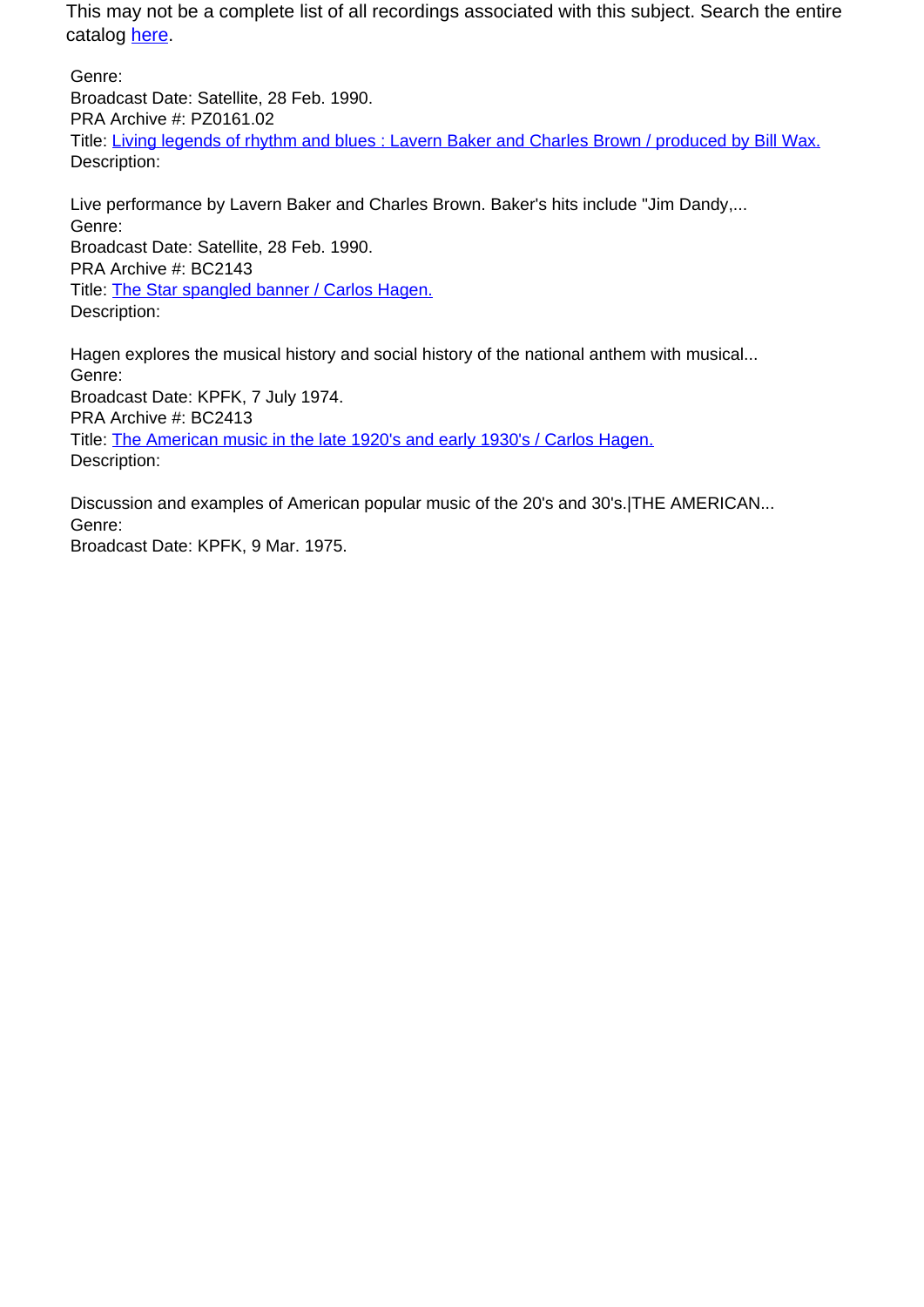This may not be a complete list of all recordings associated with this subject. Search the entire catalog here.

Genre:
Broadcast Date: Satellite, 28 Feb. 1990.
PRA Archive #: PZ0161.02
Title: Living legends of rhythm and blues : Lavern Baker and Charles Brown / produced by Bill Wax.
Description:

Live performance by Lavern Baker and Charles Brown. Baker's hits include "Jim Dandy,...
Genre:
Broadcast Date: Satellite, 28 Feb. 1990.
PRA Archive #: BC2143
Title: The Star spangled banner / Carlos Hagen.
Description:

Hagen explores the musical history and social history of the national anthem with musical...
Genre:
Broadcast Date: KPFK, 7 July 1974.
PRA Archive #: BC2413
Title: The American music in the late 1920's and early 1930's / Carlos Hagen.
Description:

Discussion and examples of American popular music of the 20's and 30's.|THE AMERICAN...
Genre:
Broadcast Date: KPFK, 9 Mar. 1975.